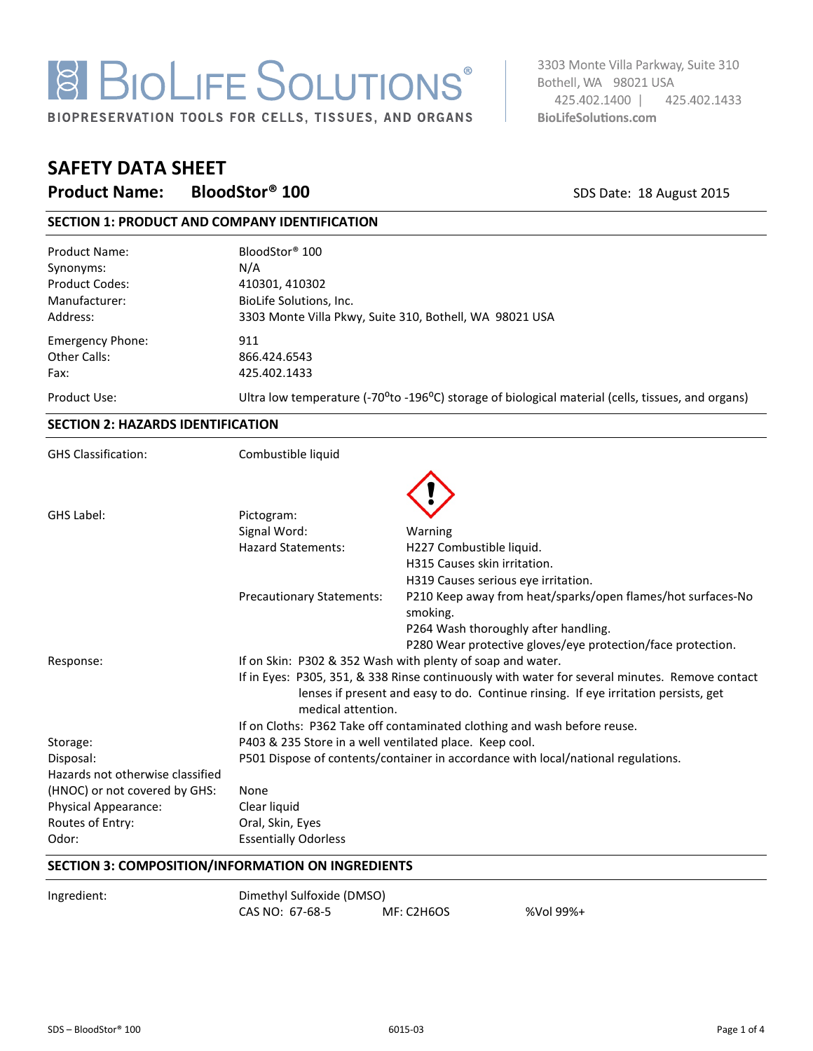# BioLife Solutions®

BIOPRESERVATION TOOLS FOR CELLS, TISSUES, AND ORGANS

3303 Monte Villa Parkway, Suite 310
Bothell, WA 98021 USA
425.402.1400 | 425.402.1433
BioLifeSolutions.com

# SAFETY DATA SHEET

**Product Name: BloodStor® 100**

SDS Date: 18 August 2015

## SECTION 1: PRODUCT AND COMPANY IDENTIFICATION

| | |
|---|---|
| Product Name: | BloodStor® 100 |
| Synonyms: | N/A |
| Product Codes: | 410301, 410302 |
| Manufacturer: | BioLife Solutions, Inc. |
| Address: | 3303 Monte Villa Pkwy, Suite 310, Bothell, WA 98021 USA |
| Emergency Phone: | 911 |
| Other Calls: | 866.424.6543 |
| Fax: | 425.402.1433 |
| Product Use: | Ultra low temperature (-70°to -196°C) storage of biological material (cells, tissues, and organs) |

## SECTION 2: HAZARDS IDENTIFICATION

GHS Classification: Combustible liquid

GHS Label:

- Pictogram: (exclamation mark)
- Signal Word: Warning
- Hazard Statements:
  - H227 Combustible liquid.
  - H315 Causes skin irritation.
  - H319 Causes serious eye irritation.
- Precautionary Statements:
  - P210 Keep away from heat/sparks/open flames/hot surfaces-No smoking.
  - P264 Wash thoroughly after handling.
  - P280 Wear protective gloves/eye protection/face protection.

Response:
- If on Skin: P302 & 352 Wash with plenty of soap and water.
- If in Eyes: P305, 351, & 338 Rinse continuously with water for several minutes. Remove contact lenses if present and easy to do. Continue rinsing. If eye irritation persists, get medical attention.
- If on Cloths: P362 Take off contaminated clothing and wash before reuse.

Storage: P403 & 235 Store in a well ventilated place. Keep cool.

Disposal: P501 Dispose of contents/container in accordance with local/national regulations.

Hazards not otherwise classified (HNOC) or not covered by GHS: None

Physical Appearance: Clear liquid

Routes of Entry: Oral, Skin, Eyes

Odor: Essentially Odorless

## SECTION 3: COMPOSITION/INFORMATION ON INGREDIENTS

Ingredient: Dimethyl Sulfoxide (DMSO)

CAS NO: 67-68-5 MF: $C_2H_6OS$ %Vol 99%+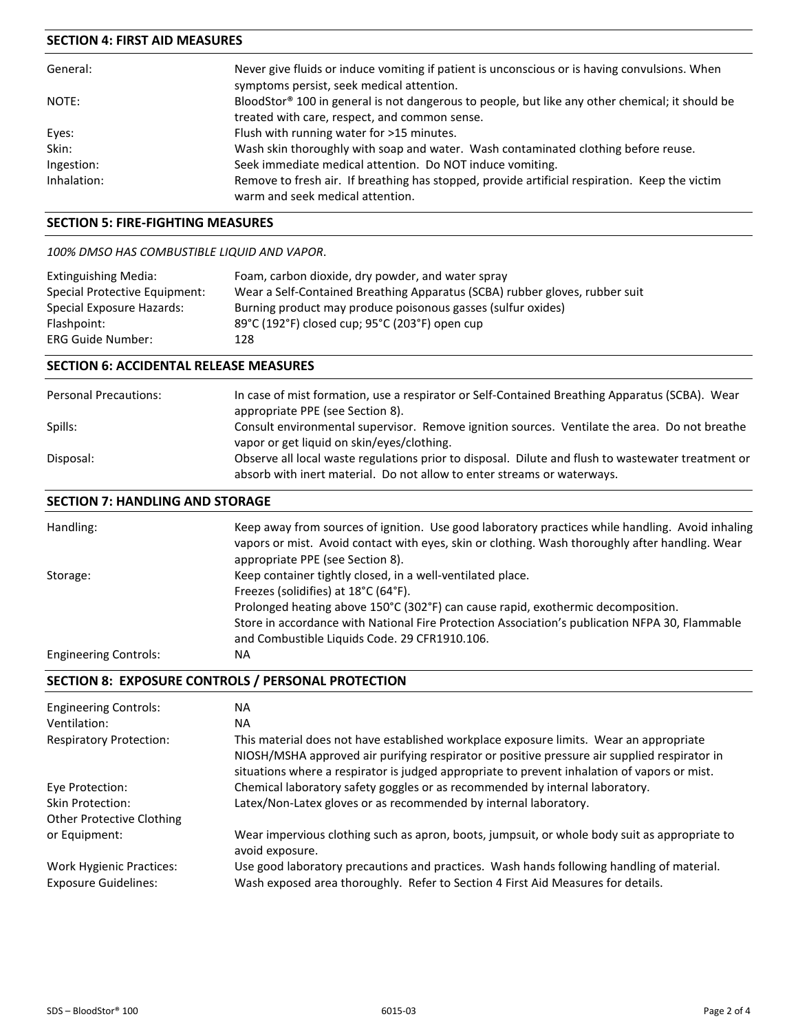## SECTION 4: FIRST AID MEASURES

| | |
|---|---|
| General: | Never give fluids or induce vomiting if patient is unconscious or is having convulsions. When symptoms persist, seek medical attention. |
| NOTE: | BloodStor® 100 in general is not dangerous to people, but like any other chemical; it should be treated with care, respect, and common sense. |
| Eyes: | Flush with running water for >15 minutes. |
| Skin: | Wash skin thoroughly with soap and water. Wash contaminated clothing before reuse. |
| Ingestion: | Seek immediate medical attention. Do NOT induce vomiting. |
| Inhalation: | Remove to fresh air. If breathing has stopped, provide artificial respiration. Keep the victim warm and seek medical attention. |

## SECTION 5: FIRE-FIGHTING MEASURES

*100% DMSO HAS COMBUSTIBLE LIQUID AND VAPOR.*

| | |
|---|---|
| Extinguishing Media: | Foam, carbon dioxide, dry powder, and water spray |
| Special Protective Equipment: | Wear a Self-Contained Breathing Apparatus (SCBA) rubber gloves, rubber suit |
| Special Exposure Hazards: | Burning product may produce poisonous gasses (sulfur oxides) |
| Flashpoint: | 89°C (192°F) closed cup; 95°C (203°F) open cup |
| ERG Guide Number: | 128 |

## SECTION 6: ACCIDENTAL RELEASE MEASURES

| | |
|---|---|
| Personal Precautions: | In case of mist formation, use a respirator or Self-Contained Breathing Apparatus (SCBA). Wear appropriate PPE (see Section 8). |
| Spills: | Consult environmental supervisor. Remove ignition sources. Ventilate the area. Do not breathe vapor or get liquid on skin/eyes/clothing. |
| Disposal: | Observe all local waste regulations prior to disposal. Dilute and flush to wastewater treatment or absorb with inert material. Do not allow to enter streams or waterways. |

## SECTION 7: HANDLING AND STORAGE

| | |
|---|---|
| Handling: | Keep away from sources of ignition. Use good laboratory practices while handling. Avoid inhaling vapors or mist. Avoid contact with eyes, skin or clothing. Wash thoroughly after handling. Wear appropriate PPE (see Section 8). |
| Storage: | Keep container tightly closed, in a well-ventilated place.<br>Freezes (solidifies) at 18°C (64°F).<br>Prolonged heating above 150°C (302°F) can cause rapid, exothermic decomposition.<br>Store in accordance with National Fire Protection Association's publication NFPA 30, Flammable and Combustible Liquids Code. 29 CFR1910.106. |
| Engineering Controls: | NA |

## SECTION 8: EXPOSURE CONTROLS / PERSONAL PROTECTION

| | |
|---|---|
| Engineering Controls: | NA |
| Ventilation: | NA |
| Respiratory Protection: | This material does not have established workplace exposure limits. Wear an appropriate NIOSH/MSHA approved air purifying respirator or positive pressure air supplied respirator in situations where a respirator is judged appropriate to prevent inhalation of vapors or mist. |
| Eye Protection: | Chemical laboratory safety goggles or as recommended by internal laboratory. |
| Skin Protection: | Latex/Non-Latex gloves or as recommended by internal laboratory. |
| Other Protective Clothing or Equipment: | Wear impervious clothing such as apron, boots, jumpsuit, or whole body suit as appropriate to avoid exposure. |
| Work Hygienic Practices: | Use good laboratory precautions and practices. Wash hands following handling of material. |
| Exposure Guidelines: | Wash exposed area thoroughly. Refer to Section 4 First Aid Measures for details. |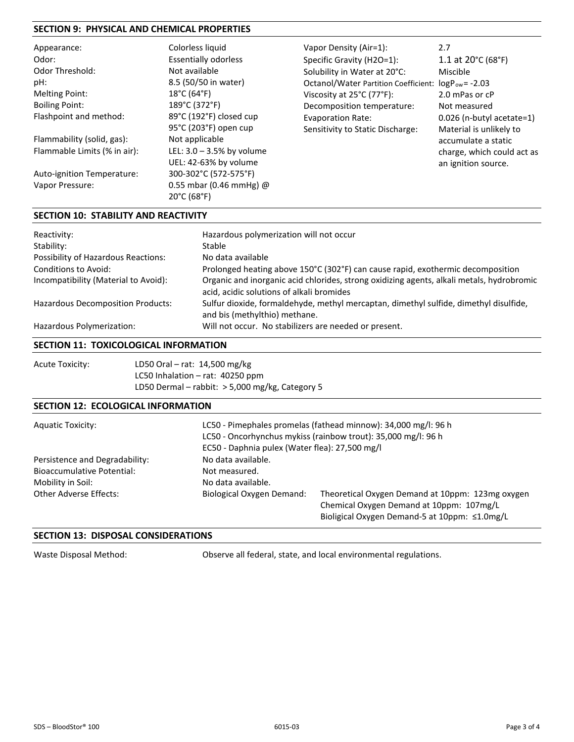## SECTION 9: PHYSICAL AND CHEMICAL PROPERTIES

| | |
|---|---|
| Appearance: | Colorless liquid |
| Odor: | Essentially odorless |
| Odor Threshold: | Not available |
| pH: | 8.5 (50/50 in water) |
| Melting Point: | 18°C (64°F) |
| Boiling Point: | 189°C (372°F) |
| Flashpoint and method: | 89°C (192°F) closed cup<br>95°C (203°F) open cup |
| Flammability (solid, gas): | Not applicable |
| Flammable Limits (% in air): | LEL: 3.0 – 3.5% by volume<br>UEL: 42-63% by volume |
| Auto-ignition Temperature: | 300-302°C (572-575°F) |
| Vapor Pressure: | 0.55 mbar (0.46 mmHg) @ 20°C (68°F) |
| Vapor Density (Air=1): | 2.7 |
| Specific Gravity (H2O=1): | 1.1 at 20°C (68°F) |
| Solubility in Water at 20°C: | Miscible |
| Octanol/Water Partition Coefficient: | $\log P_{ow}$ = -2.03 |
| Viscosity at 25°C (77°F): | 2.0 mPas or cP |
| Decomposition temperature: | Not measured |
| Evaporation Rate: | 0.026 (n-butyl acetate=1) |
| Sensitivity to Static Discharge: | Material is unlikely to accumulate a static charge, which could act as an ignition source. |

## SECTION 10: STABILITY AND REACTIVITY

| | |
|---|---|
| Reactivity: | Hazardous polymerization will not occur |
| Stability: | Stable |
| Possibility of Hazardous Reactions: | No data available |
| Conditions to Avoid: | Prolonged heating above 150°C (302°F) can cause rapid, exothermic decomposition |
| Incompatibility (Material to Avoid): | Organic and inorganic acid chlorides, strong oxidizing agents, alkali metals, hydrobromic acid, acidic solutions of alkali bromides |
| Hazardous Decomposition Products: | Sulfur dioxide, formaldehyde, methyl mercaptan, dimethyl sulfide, dimethyl disulfide, and bis (methylthio) methane. |
| Hazardous Polymerization: | Will not occur. No stabilizers are needed or present. |

## SECTION 11: TOXICOLOGICAL INFORMATION

| | |
|---|---|
| Acute Toxicity: | LD50 Oral – rat: 14,500 mg/kg<br>LC50 Inhalation – rat: 40250 ppm<br>LD50 Dermal – rabbit: > 5,000 mg/kg, Category 5 |

## SECTION 12: ECOLOGICAL INFORMATION

| | | |
|---|---|---|
| Aquatic Toxicity: | LC50 - Pimephales promelas (fathead minnow): 34,000 mg/l: 96 h<br>LC50 - Oncorhynchus mykiss (rainbow trout): 35,000 mg/l: 96 h<br>EC50 - Daphnia pulex (Water flea): 27,500 mg/l | |
| Persistence and Degradability: | No data available. | |
| Bioaccumulative Potential: | Not measured. | |
| Mobility in Soil: | No data available. | |
| Other Adverse Effects: | Biological Oxygen Demand: | Theoretical Oxygen Demand at 10ppm: 123mg oxygen<br>Chemical Oxygen Demand at 10ppm: 107mg/L<br>Bioligical Oxygen Demand-5 at 10ppm: ≤1.0mg/L |

## SECTION 13: DISPOSAL CONSIDERATIONS

| | |
|---|---|
| Waste Disposal Method: | Observe all federal, state, and local environmental regulations. |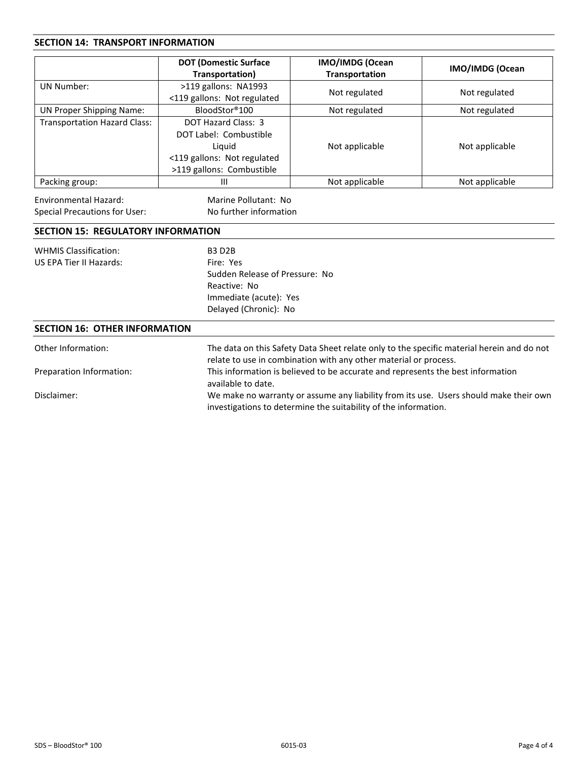## SECTION 14: TRANSPORT INFORMATION

| | DOT (Domestic Surface Transportation) | IMO/IMDG (Ocean Transportation | IMO/IMDG (Ocean |
|---|---|---|---|
| UN Number: | >119 gallons: NA1993<br><119 gallons: Not regulated | Not regulated | Not regulated |
| UN Proper Shipping Name: | BloodStor®100 | Not regulated | Not regulated |
| Transportation Hazard Class: | DOT Hazard Class: 3<br>DOT Label: Combustible Liquid<br><119 gallons: Not regulated<br>>119 gallons: Combustible | Not applicable | Not applicable |
| Packing group: | III | Not applicable | Not applicable |

Environmental Hazard: Marine Pollutant: No

Special Precautions for User: No further information

## SECTION 15: REGULATORY INFORMATION

WHMIS Classification: B3 D2B

US EPA Tier II Hazards:
- Fire: Yes
- Sudden Release of Pressure: No
- Reactive: No
- Immediate (acute): Yes
- Delayed (Chronic): No

## SECTION 16: OTHER INFORMATION

Other Information: The data on this Safety Data Sheet relate only to the specific material herein and do not relate to use in combination with any other material or process.

Preparation Information: This information is believed to be accurate and represents the best information available to date.

Disclaimer: We make no warranty or assume any liability from its use. Users should make their own investigations to determine the suitability of the information.